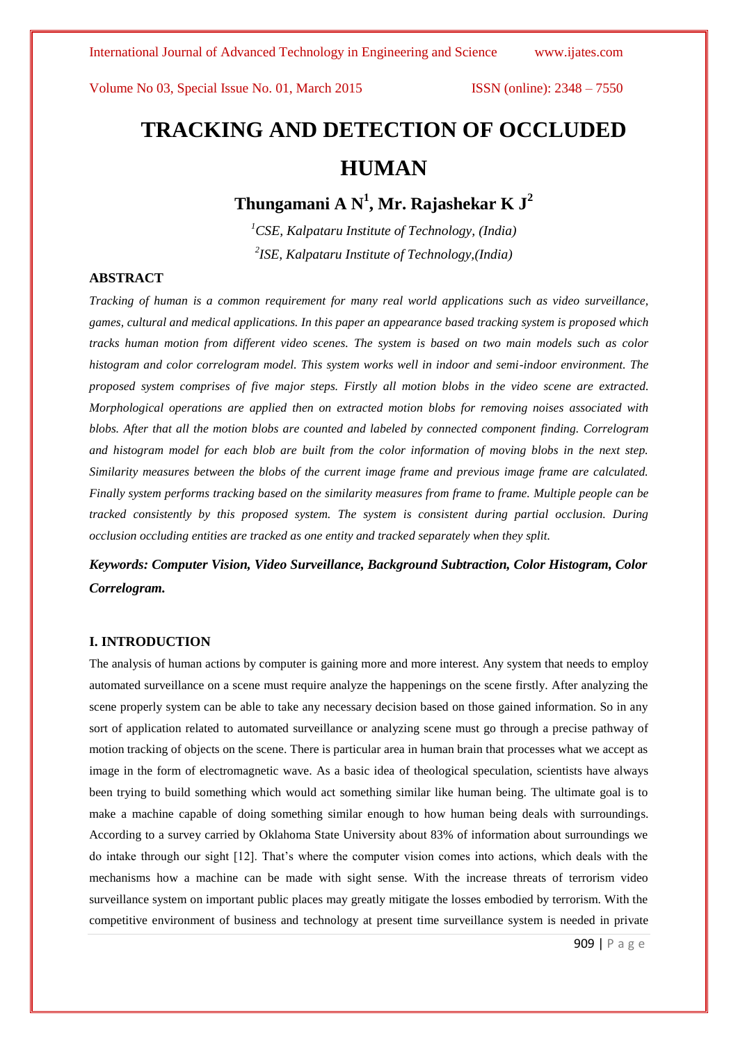# TRACKING AND DETECTION OF OCCLUDED HUMAN

**Thungamani A N[1], Mr. Rajashekar K J[2]**

*[1]CSE, Kalpataru Institute of Technology, (India)*

*[2]ISE, Kalpataru Institute of Technology,(India)*

## ABSTRACT

*Tracking of human is a common requirement for many real world applications such as video surveillance, games, cultural and medical applications. In this paper an appearance based tracking system is proposed which tracks human motion from different video scenes. The system is based on two main models such as color histogram and color correlogram model. This system works well in indoor and semi-indoor environment. The proposed system comprises of five major steps. Firstly all motion blobs in the video scene are extracted. Morphological operations are applied then on extracted motion blobs for removing noises associated with blobs. After that all the motion blobs are counted and labeled by connected component finding. Correlogram and histogram model for each blob are built from the color information of moving blobs in the next step. Similarity measures between the blobs of the current image frame and previous image frame are calculated. Finally system performs tracking based on the similarity measures from frame to frame. Multiple people can be tracked consistently by this proposed system. The system is consistent during partial occlusion. During occlusion occluding entities are tracked as one entity and tracked separately when they split.*

***Keywords: Computer Vision, Video Surveillance, Background Subtraction, Color Histogram, Color Correlogram.***

## I. INTRODUCTION

The analysis of human actions by computer is gaining more and more interest. Any system that needs to employ automated surveillance on a scene must require analyze the happenings on the scene firstly. After analyzing the scene properly system can be able to take any necessary decision based on those gained information. So in any sort of application related to automated surveillance or analyzing scene must go through a precise pathway of motion tracking of objects on the scene. There is particular area in human brain that processes what we accept as image in the form of electromagnetic wave. As a basic idea of theological speculation, scientists have always been trying to build something which would act something similar like human being. The ultimate goal is to make a machine capable of doing something similar enough to how human being deals with surroundings. According to a survey carried by Oklahoma State University about 83% of information about surroundings we do intake through our sight [12]. That's where the computer vision comes into actions, which deals with the mechanisms how a machine can be made with sight sense. With the increase threats of terrorism video surveillance system on important public places may greatly mitigate the losses embodied by terrorism. With the competitive environment of business and technology at present time surveillance system is needed in private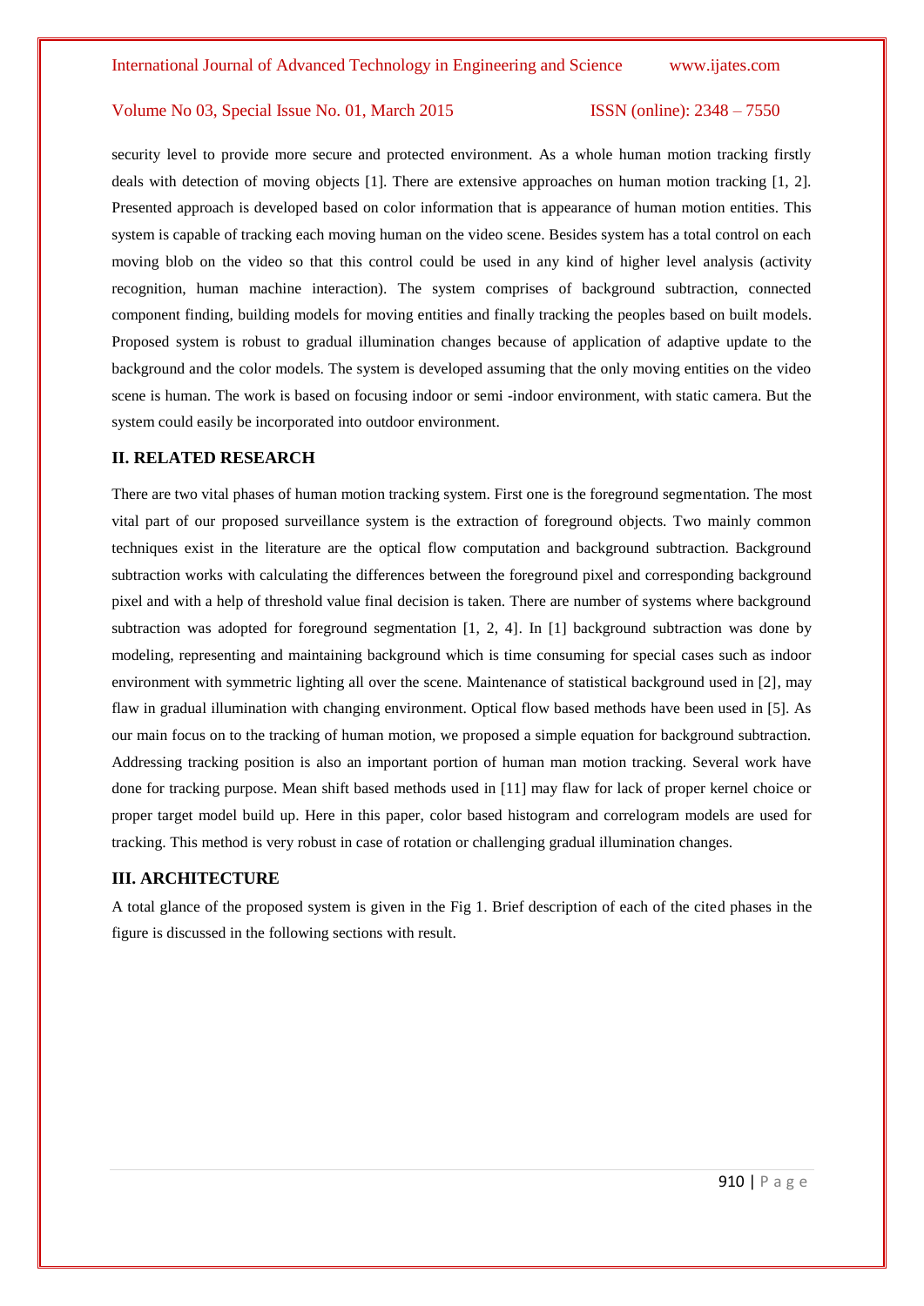security level to provide more secure and protected environment. As a whole human motion tracking firstly deals with detection of moving objects [1]. There are extensive approaches on human motion tracking [1, 2]. Presented approach is developed based on color information that is appearance of human motion entities. This system is capable of tracking each moving human on the video scene. Besides system has a total control on each moving blob on the video so that this control could be used in any kind of higher level analysis (activity recognition, human machine interaction). The system comprises of background subtraction, connected component finding, building models for moving entities and finally tracking the peoples based on built models. Proposed system is robust to gradual illumination changes because of application of adaptive update to the background and the color models. The system is developed assuming that the only moving entities on the video scene is human. The work is based on focusing indoor or semi -indoor environment, with static camera. But the system could easily be incorporated into outdoor environment.

## II. RELATED RESEARCH

There are two vital phases of human motion tracking system. First one is the foreground segmentation. The most vital part of our proposed surveillance system is the extraction of foreground objects. Two mainly common techniques exist in the literature are the optical flow computation and background subtraction. Background subtraction works with calculating the differences between the foreground pixel and corresponding background pixel and with a help of threshold value final decision is taken. There are number of systems where background subtraction was adopted for foreground segmentation [1, 2, 4]. In [1] background subtraction was done by modeling, representing and maintaining background which is time consuming for special cases such as indoor environment with symmetric lighting all over the scene. Maintenance of statistical background used in [2], may flaw in gradual illumination with changing environment. Optical flow based methods have been used in [5]. As our main focus on to the tracking of human motion, we proposed a simple equation for background subtraction. Addressing tracking position is also an important portion of human man motion tracking. Several work have done for tracking purpose. Mean shift based methods used in [11] may flaw for lack of proper kernel choice or proper target model build up. Here in this paper, color based histogram and correlogram models are used for tracking. This method is very robust in case of rotation or challenging gradual illumination changes.

## III. ARCHITECTURE

A total glance of the proposed system is given in the Fig 1. Brief description of each of the cited phases in the figure is discussed in the following sections with result.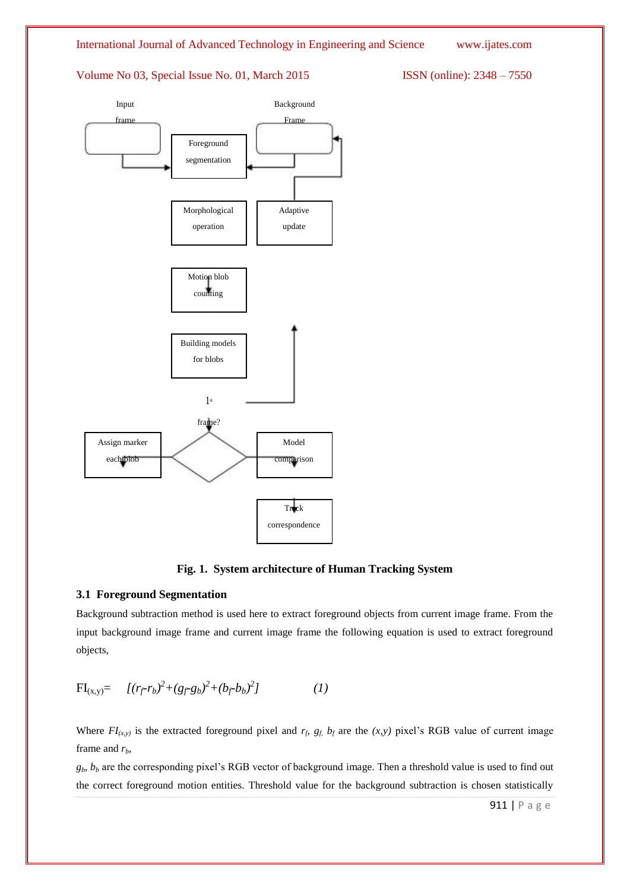Input frame

Background Frame

Foreground segmentation

Morphological operation

Adaptive update

Motion blob counting

Building models for blobs

1st frame?

Assign marker each blob

Model comparison

Track correspondence

**Fig. 1. System architecture of Human Tracking System**

### 3.1 Foreground Segmentation

Background subtraction method is used here to extract foreground objects from current image frame. From the input background image frame and current image frame the following equation is used to extract foreground objects,

$$FI_{(x,y)} = [(r_f - r_b)^2 + (g_f - g_b)^2 + (b_f - b_b)^2] \qquad (1)$$

Where $FI_{(x,y)}$ is the extracted foreground pixel and $r_f$, $g_f$, $b_f$ are the $(x,y)$ pixel's RGB value of current image frame and $r_b$,

$g_b$, $b_b$ are the corresponding pixel's RGB vector of background image. Then a threshold value is used to find out the correct foreground motion entities. Threshold value for the background subtraction is chosen statistically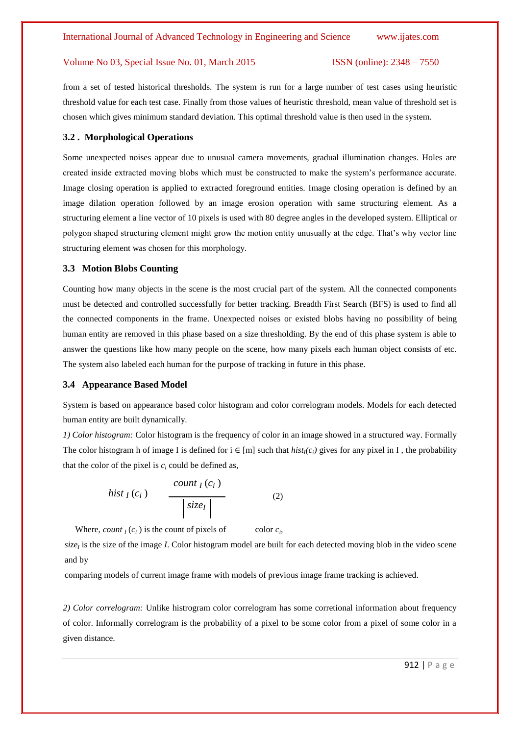from a set of tested historical thresholds. The system is run for a large number of test cases using heuristic threshold value for each test case. Finally from those values of heuristic threshold, mean value of threshold set is chosen which gives minimum standard deviation. This optimal threshold value is then used in the system.

### 3.2 . Morphological Operations

Some unexpected noises appear due to unusual camera movements, gradual illumination changes. Holes are created inside extracted moving blobs which must be constructed to make the system's performance accurate. Image closing operation is applied to extracted foreground entities. Image closing operation is defined by an image dilation operation followed by an image erosion operation with same structuring element. As a structuring element a line vector of 10 pixels is used with 80 degree angles in the developed system. Elliptical or polygon shaped structuring element might grow the motion entity unusually at the edge. That's why vector line structuring element was chosen for this morphology.

### 3.3 Motion Blobs Counting

Counting how many objects in the scene is the most crucial part of the system. All the connected components must be detected and controlled successfully for better tracking. Breadth First Search (BFS) is used to find all the connected components in the frame. Unexpected noises or existed blobs having no possibility of being human entity are removed in this phase based on a size thresholding. By the end of this phase system is able to answer the questions like how many people on the scene, how many pixels each human object consists of etc. The system also labeled each human for the purpose of tracking in future in this phase.

### 3.4 Appearance Based Model

System is based on appearance based color histogram and color correlogram models. Models for each detected human entity are built dynamically.

*1) Color histogram:* Color histogram is the frequency of color in an image showed in a structured way. Formally The color histogram h of image I is defined for i ∈ [m] such that $hist_I(c_i)$ gives for any pixel in I , the probability that the color of the pixel is $c_i$ could be defined as,

$$hist_I(c_i) \quad \frac{count_I(c_i)}{|size_I|} \tag{2}$$

Where, $count_I(c_i)$ is the count of pixels of color $c_i$,

$size_I$ is the size of the image *I*. Color histogram model are built for each detected moving blob in the video scene and by

comparing models of current image frame with models of previous image frame tracking is achieved.

*2) Color correlogram:* Unlike histrogram color correlogram has some corretional information about frequency of color. Informally correlogram is the probability of a pixel to be some color from a pixel of some color in a given distance.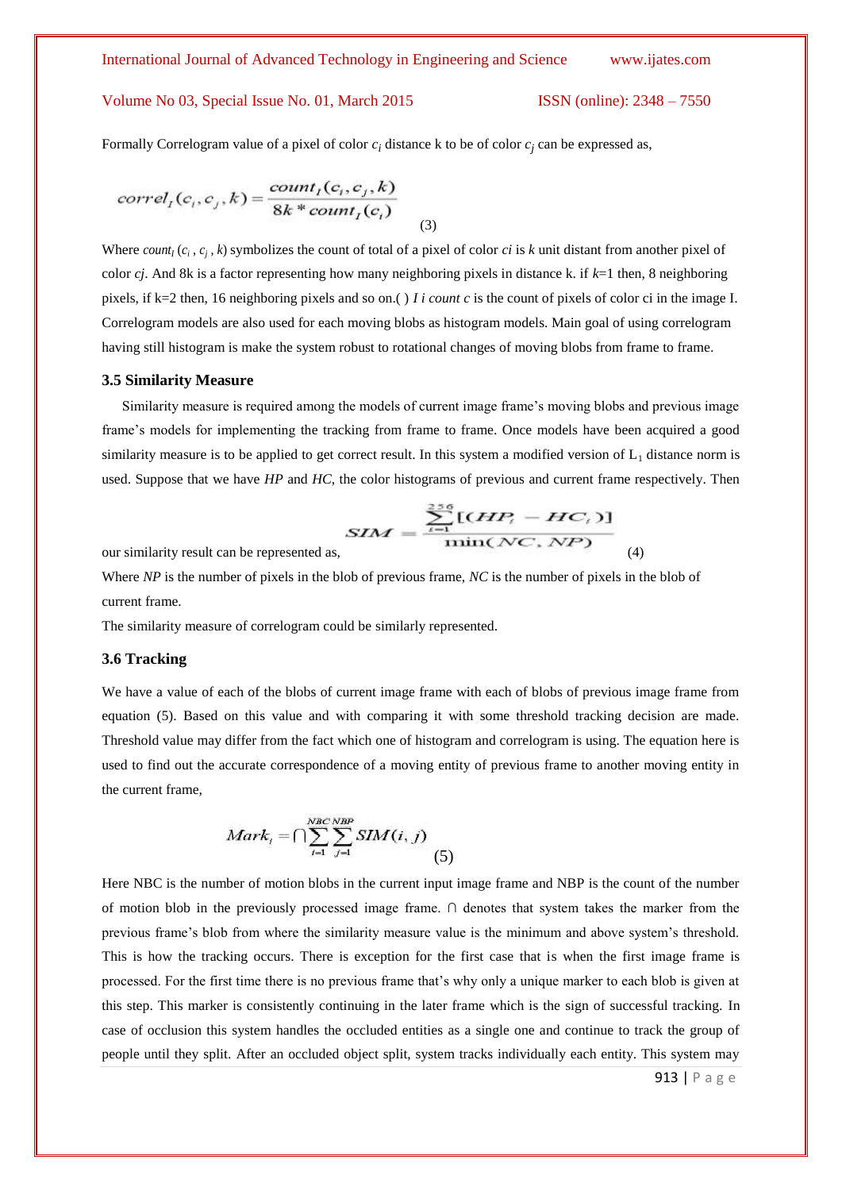Formally Correlogram value of a pixel of color $c_i$ distance k to be of color $c_j$ can be expressed as,

$$correl_I(c_i, c_j, k) = \frac{count_I(c_i, c_j, k)}{8k * count_I(c_i)} \quad (3)$$

Where $count_I(c_i, c_j, k)$ symbolizes the count of total of a pixel of color *ci* is *k* unit distant from another pixel of color *cj*. And 8k is a factor representing how many neighboring pixels in distance k. if *k*=1 then, 8 neighboring pixels, if k=2 then, 16 neighboring pixels and so on.( ) *I i count c* is the count of pixels of color ci in the image I. Correlogram models are also used for each moving blobs as histogram models. Main goal of using correlogram having still histogram is make the system robust to rotational changes of moving blobs from frame to frame.

### 3.5 Similarity Measure

Similarity measure is required among the models of current image frame's moving blobs and previous image frame's models for implementing the tracking from frame to frame. Once models have been acquired a good similarity measure is to be applied to get correct result. In this system a modified version of $L_1$ distance norm is used. Suppose that we have *HP* and *HC*, the color histograms of previous and current frame respectively. Then our similarity result can be represented as,

$$SIM = \frac{\sum_{i=1}^{256}[(HP_i - HC_i)]}{\min(NC, NP)} \quad (4)$$

Where *NP* is the number of pixels in the blob of previous frame, *NC* is the number of pixels in the blob of current frame.

The similarity measure of correlogram could be similarly represented.

### 3.6 Tracking

We have a value of each of the blobs of current image frame with each of blobs of previous image frame from equation (5). Based on this value and with comparing it with some threshold tracking decision are made. Threshold value may differ from the fact which one of histogram and correlogram is using. The equation here is used to find out the accurate correspondence of a moving entity of previous frame to another moving entity in the current frame,

$$Mark_i = \bigcap \sum_{i=1}^{NBC} \sum_{j=1}^{NBP} SIM(i, j) \quad (5)$$

Here NBC is the number of motion blobs in the current input image frame and NBP is the count of the number of motion blob in the previously processed image frame. ∩ denotes that system takes the marker from the previous frame's blob from where the similarity measure value is the minimum and above system's threshold. This is how the tracking occurs. There is exception for the first case that is when the first image frame is processed. For the first time there is no previous frame that's why only a unique marker to each blob is given at this step. This marker is consistently continuing in the later frame which is the sign of successful tracking. In case of occlusion this system handles the occluded entities as a single one and continue to track the group of people until they split. After an occluded object split, system tracks individually each entity. This system may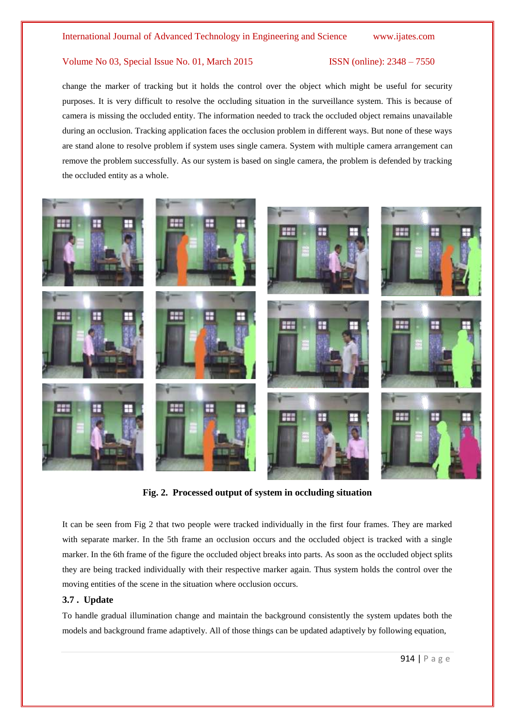change the marker of tracking but it holds the control over the object which might be useful for security purposes. It is very difficult to resolve the occluding situation in the surveillance system. This is because of camera is missing the occluded entity. The information needed to track the occluded object remains unavailable during an occlusion. Tracking application faces the occlusion problem in different ways. But none of these ways are stand alone to resolve problem if system uses single camera. System with multiple camera arrangement can remove the problem successfully. As our system is based on single camera, the problem is defended by tracking the occluded entity as a whole.

**Fig. 2. Processed output of system in occluding situation**

It can be seen from Fig 2 that two people were tracked individually in the first four frames. They are marked with separate marker. In the 5th frame an occlusion occurs and the occluded object is tracked with a single marker. In the 6th frame of the figure the occluded object breaks into parts. As soon as the occluded object splits they are being tracked individually with their respective marker again. Thus system holds the control over the moving entities of the scene in the situation where occlusion occurs.

### 3.7 . Update

To handle gradual illumination change and maintain the background consistently the system updates both the models and background frame adaptively. All of those things can be updated adaptively by following equation,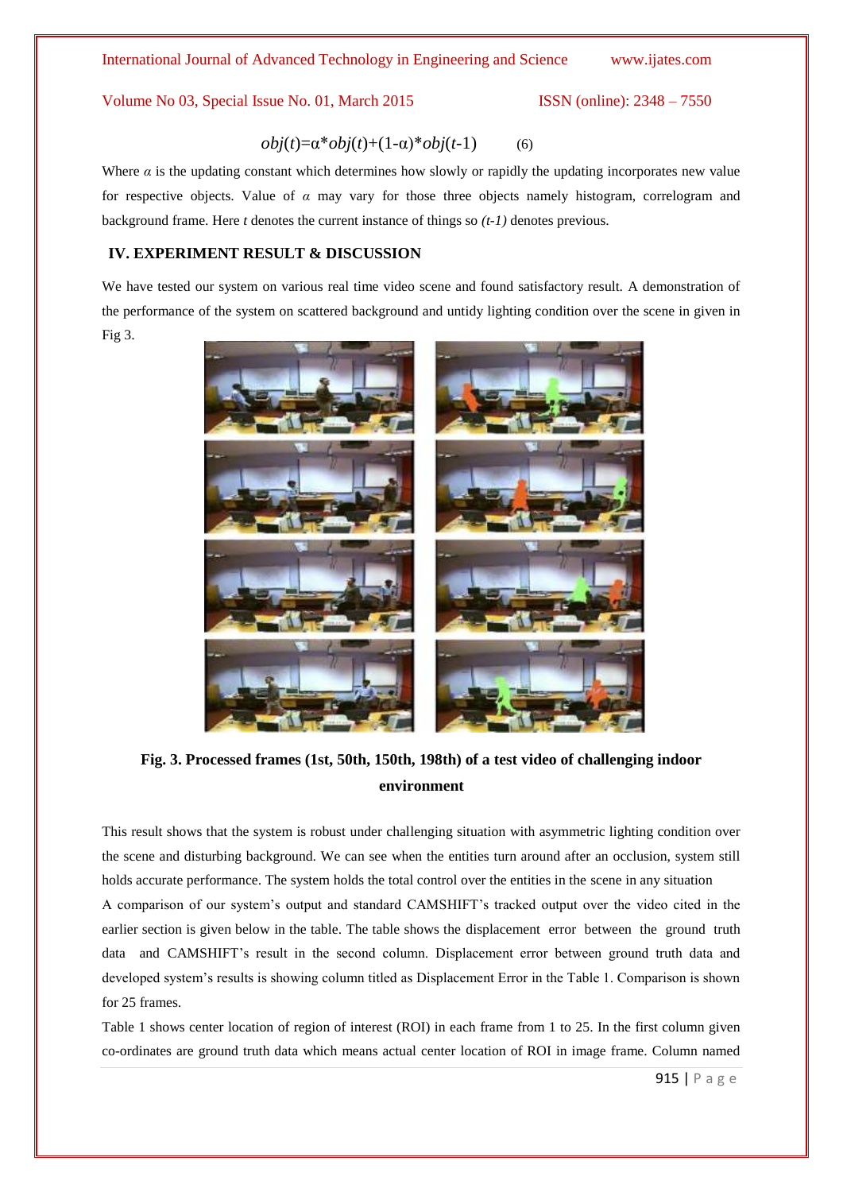$$obj(t)=\alpha*obj(t)+(1-\alpha)*obj(t-1) \quad (6)$$

Where $\alpha$ is the updating constant which determines how slowly or rapidly the updating incorporates new value for respective objects. Value of $\alpha$ may vary for those three objects namely histogram, correlogram and background frame. Here $t$ denotes the current instance of things so $(t-1)$ denotes previous.

## IV. EXPERIMENT RESULT & DISCUSSION

We have tested our system on various real time video scene and found satisfactory result. A demonstration of the performance of the system on scattered background and untidy lighting condition over the scene in given in Fig 3.

**Fig. 3. Processed frames (1st, 50th, 150th, 198th) of a test video of challenging indoor environment**

This result shows that the system is robust under challenging situation with asymmetric lighting condition over the scene and disturbing background. We can see when the entities turn around after an occlusion, system still holds accurate performance. The system holds the total control over the entities in the scene in any situation

A comparison of our system's output and standard CAMSHIFT's tracked output over the video cited in the earlier section is given below in the table. The table shows the displacement error between the ground truth data and CAMSHIFT's result in the second column. Displacement error between ground truth data and developed system's results is showing column titled as Displacement Error in the Table 1. Comparison is shown for 25 frames.

Table 1 shows center location of region of interest (ROI) in each frame from 1 to 25. In the first column given co-ordinates are ground truth data which means actual center location of ROI in image frame. Column named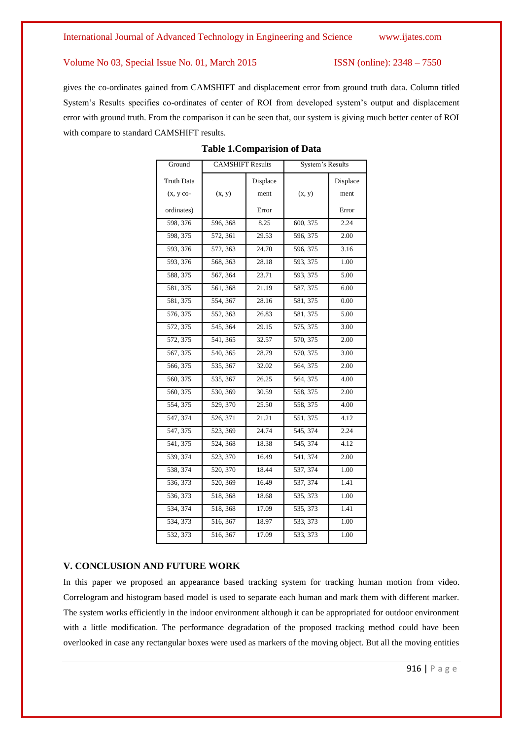gives the co-ordinates gained from CAMSHIFT and displacement error from ground truth data. Column titled System's Results specifies co-ordinates of center of ROI from developed system's output and displacement error with ground truth. From the comparison it can be seen that, our system is giving much better center of ROI with compare to standard CAMSHIFT results.

**Table 1.Comparision of Data**

| Ground Truth Data (x, y co-ordinates) | CAMSHIFT Results | | System's Results | |
|---|---|---|---|---|
| | (x, y) | Displacement Error | (x, y) | Displacement Error |
| 598, 376 | 596, 368 | 8.25 | 600, 375 | 2.24 |
| 598, 375 | 572, 361 | 29.53 | 596, 375 | 2.00 |
| 593, 376 | 572, 363 | 24.70 | 596, 375 | 3.16 |
| 593, 376 | 568, 363 | 28.18 | 593, 375 | 1.00 |
| 588, 375 | 567, 364 | 23.71 | 593, 375 | 5.00 |
| 581, 375 | 561, 368 | 21.19 | 587, 375 | 6.00 |
| 581, 375 | 554, 367 | 28.16 | 581, 375 | 0.00 |
| 576, 375 | 552, 363 | 26.83 | 581, 375 | 5.00 |
| 572, 375 | 545, 364 | 29.15 | 575, 375 | 3.00 |
| 572, 375 | 541, 365 | 32.57 | 570, 375 | 2.00 |
| 567, 375 | 540, 365 | 28.79 | 570, 375 | 3.00 |
| 566, 375 | 535, 367 | 32.02 | 564, 375 | 2.00 |
| 560, 375 | 535, 367 | 26.25 | 564, 375 | 4.00 |
| 560, 375 | 530, 369 | 30.59 | 558, 375 | 2.00 |
| 554, 375 | 529, 370 | 25.50 | 558, 375 | 4.00 |
| 547, 374 | 526, 371 | 21.21 | 551, 375 | 4.12 |
| 547, 375 | 523, 369 | 24.74 | 545, 374 | 2.24 |
| 541, 375 | 524, 368 | 18.38 | 545, 374 | 4.12 |
| 539, 374 | 523, 370 | 16.49 | 541, 374 | 2.00 |
| 538, 374 | 520, 370 | 18.44 | 537, 374 | 1.00 |
| 536, 373 | 520, 369 | 16.49 | 537, 374 | 1.41 |
| 536, 373 | 518, 368 | 18.68 | 535, 373 | 1.00 |
| 534, 374 | 518, 368 | 17.09 | 535, 373 | 1.41 |
| 534, 373 | 516, 367 | 18.97 | 533, 373 | 1.00 |
| 532, 373 | 516, 367 | 17.09 | 533, 373 | 1.00 |

## V. CONCLUSION AND FUTURE WORK

In this paper we proposed an appearance based tracking system for tracking human motion from video. Correlogram and histogram based model is used to separate each human and mark them with different marker. The system works efficiently in the indoor environment although it can be appropriated for outdoor environment with a little modification. The performance degradation of the proposed tracking method could have been overlooked in case any rectangular boxes were used as markers of the moving object. But all the moving entities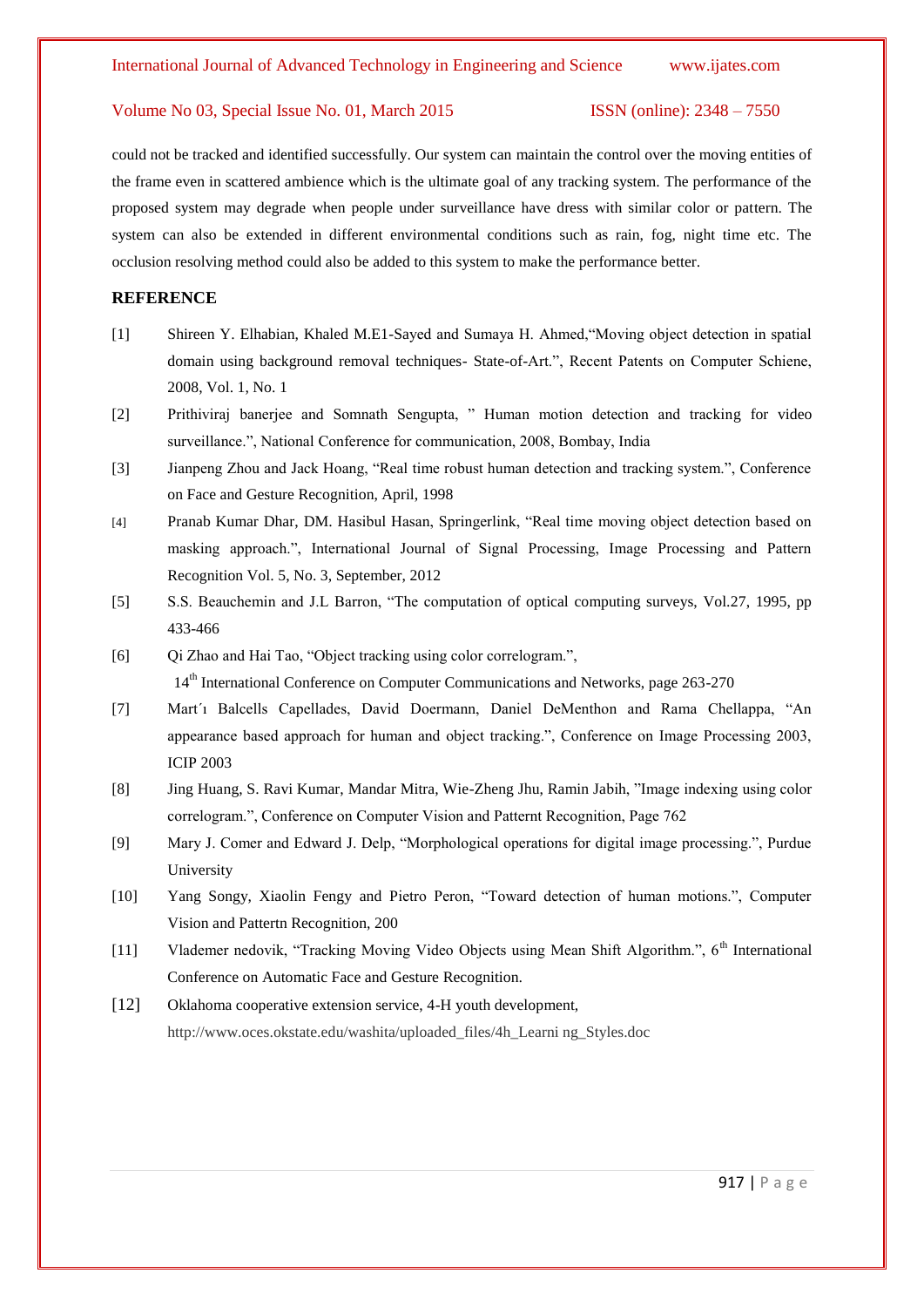could not be tracked and identified successfully. Our system can maintain the control over the moving entities of the frame even in scattered ambience which is the ultimate goal of any tracking system. The performance of the proposed system may degrade when people under surveillance have dress with similar color or pattern. The system can also be extended in different environmental conditions such as rain, fog, night time etc. The occlusion resolving method could also be added to this system to make the performance better.

## REFERENCE

[1] Shireen Y. Elhabian, Khaled M.E1-Sayed and Sumaya H. Ahmed,“Moving object detection in spatial domain using background removal techniques- State-of-Art.”, Recent Patents on Computer Schiene, 2008, Vol. 1, No. 1

[2] Prithiviraj banerjee and Somnath Sengupta, ” Human motion detection and tracking for video surveillance.”, National Conference for communication, 2008, Bombay, India

[3] Jianpeng Zhou and Jack Hoang, “Real time robust human detection and tracking system.”, Conference on Face and Gesture Recognition, April, 1998

[4] Pranab Kumar Dhar, DM. Hasibul Hasan, Springerlink, “Real time moving object detection based on masking approach.”, International Journal of Signal Processing, Image Processing and Pattern Recognition Vol. 5, No. 3, September, 2012

[5] S.S. Beauchemin and J.L Barron, “The computation of optical computing surveys, Vol.27, 1995, pp 433-466

[6] Qi Zhao and Hai Tao, “Object tracking using color correlogram.”, 14th International Conference on Computer Communications and Networks, page 263-270

[7] Mart´ı Balcells Capellades, David Doermann, Daniel DeMenthon and Rama Chellappa, “An appearance based approach for human and object tracking.”, Conference on Image Processing 2003, ICIP 2003

[8] Jing Huang, S. Ravi Kumar, Mandar Mitra, Wie-Zheng Jhu, Ramin Jabih, ”Image indexing using color correlogram.”, Conference on Computer Vision and Patternt Recognition, Page 762

[9] Mary J. Comer and Edward J. Delp, “Morphological operations for digital image processing.”, Purdue University

[10] Yang Songy, Xiaolin Fengy and Pietro Peron, “Toward detection of human motions.”, Computer Vision and Patterrn Recognition, 200

[11] Vlademer nedovik, “Tracking Moving Video Objects using Mean Shift Algorithm.”, 6th International Conference on Automatic Face and Gesture Recognition.

[12] Oklahoma cooperative extension service, 4-H youth development, http://www.oces.okstate.edu/washita/uploaded_files/4h_Learni ng_Styles.doc